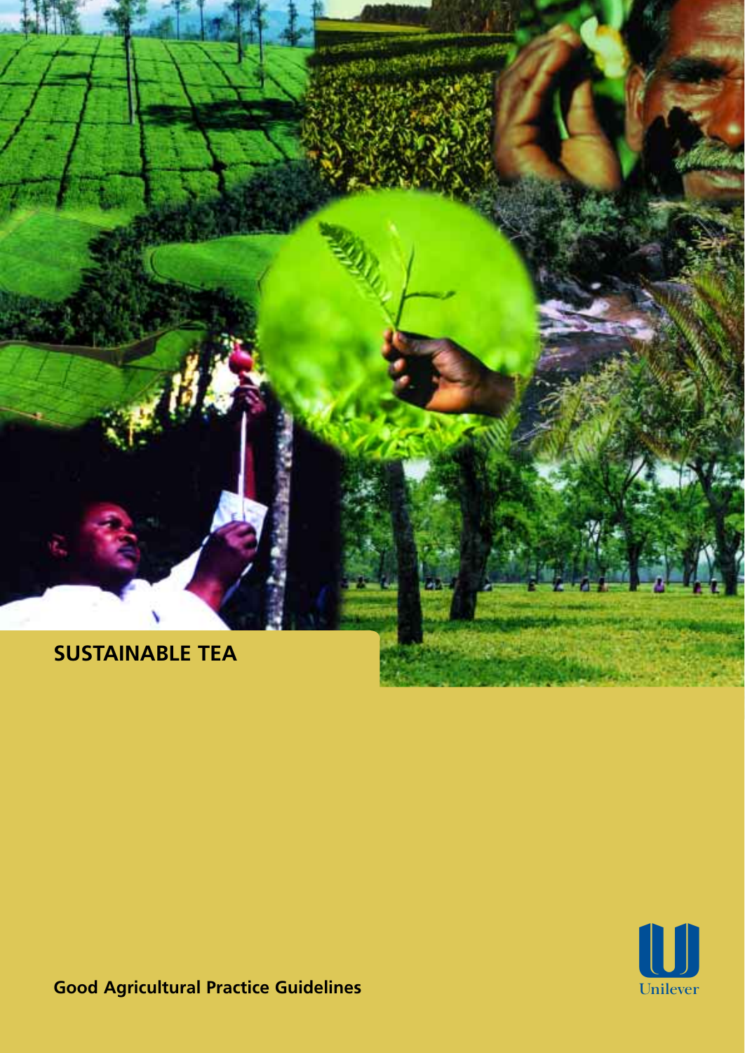# SUSTAINABLE TEA

Unilever

**Good Agricultural Practice Guidelines**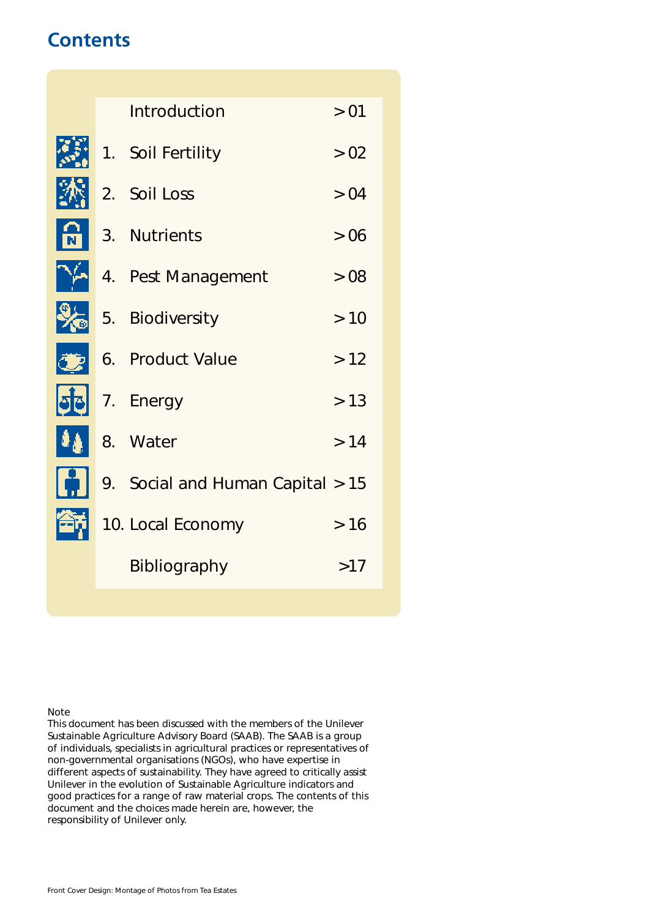# Contents

| | | |
|---|---|---|
| | Introduction | >01 |
| 1. | Soil Fertility | >02 |
| 2. | Soil Loss | >04 |
| 3. | Nutrients | >06 |
| 4. | Pest Management | >08 |
| 5. | Biodiversity | >10 |
| 6. | Product Value | >12 |
| 7. | Energy | >13 |
| 8. | Water | >14 |
| 9. | Social and Human Capital | >15 |
| 10. | Local Economy | >16 |
| | Bibliography | >17 |

Note
This document has been discussed with the members of the Unilever Sustainable Agriculture Advisory Board (SAAB). The SAAB is a group of individuals, specialists in agricultural practices or representatives of non-governmental organisations (NGOs), who have expertise in different aspects of sustainability. They have agreed to critically assist Unilever in the evolution of Sustainable Agriculture indicators and good practices for a range of raw material crops. The contents of this document and the choices made herein are, however, the responsibility of Unilever only.

Front Cover Design: Montage of Photos from Tea Estates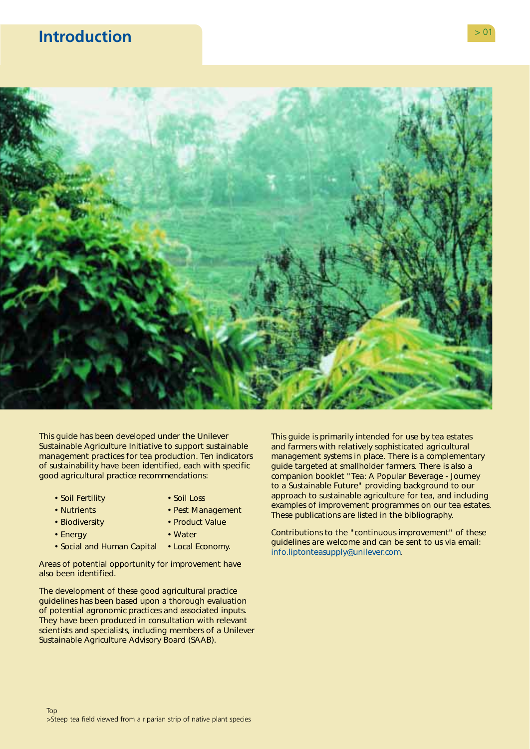# Introduction

This guide has been developed under the Unilever Sustainable Agriculture Initiative to support sustainable management practices for tea production. Ten indicators of sustainability have been identified, each with specific good agricultural practice recommendations:

- Soil Fertility
- Nutrients
- Biodiversity
- Energy
- Social and Human Capital
- Soil Loss
- Pest Management
- Product Value
- Water
- Local Economy.

Areas of potential opportunity for improvement have also been identified.

The development of these good agricultural practice guidelines has been based upon a thorough evaluation of potential agronomic practices and associated inputs. They have been produced in consultation with relevant scientists and specialists, including members of a Unilever Sustainable Agriculture Advisory Board (SAAB).

This guide is primarily intended for use by tea estates and farmers with relatively sophisticated agricultural management systems in place. There is a complementary guide targeted at smallholder farmers. There is also a companion booklet "Tea: A Popular Beverage - Journey to a Sustainable Future" providing background to our approach to sustainable agriculture for tea, and including examples of improvement programmes on our tea estates. These publications are listed in the bibliography.

Contributions to the "continuous improvement" of these guidelines are welcome and can be sent to us via email: info.liptonteasupply@unilever.com.

Top
>Steep tea field viewed from a riparian strip of native plant species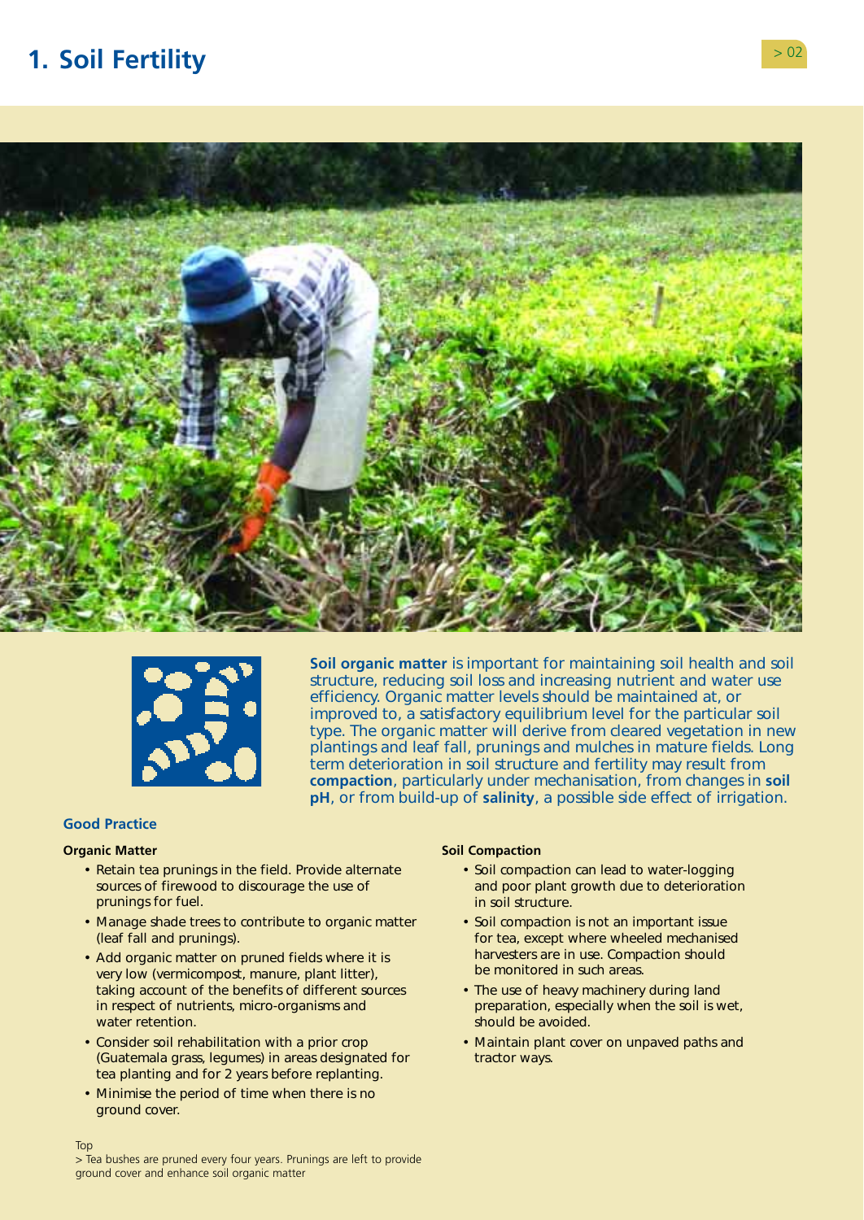# 1. Soil Fertility

**Soil organic matter** is important for maintaining soil health and soil structure, reducing soil loss and increasing nutrient and water use efficiency. Organic matter levels should be maintained at, or improved to, a satisfactory equilibrium level for the particular soil type. The organic matter will derive from cleared vegetation in new plantings and leaf fall, prunings and mulches in mature fields. Long term deterioration in soil structure and fertility may result from **compaction**, particularly under mechanisation, from changes in **soil pH**, or from build-up of **salinity**, a possible side effect of irrigation.

## Good Practice

### Organic Matter

- Retain tea prunings in the field. Provide alternate sources of firewood to discourage the use of prunings for fuel.
- Manage shade trees to contribute to organic matter (leaf fall and prunings).
- Add organic matter on pruned fields where it is very low (vermicompost, manure, plant litter), taking account of the benefits of different sources in respect of nutrients, micro-organisms and water retention.
- Consider soil rehabilitation with a prior crop (Guatemala grass, legumes) in areas designated for tea planting and for 2 years before replanting.
- Minimise the period of time when there is no ground cover.

### Soil Compaction

- Soil compaction can lead to water-logging and poor plant growth due to deterioration in soil structure.
- Soil compaction is not an important issue for tea, except where wheeled mechanised harvesters are in use. Compaction should be monitored in such areas.
- The use of heavy machinery during land preparation, especially when the soil is wet, should be avoided.
- Maintain plant cover on unpaved paths and tractor ways.

Top
> Tea bushes are pruned every four years. Prunings are left to provide ground cover and enhance soil organic matter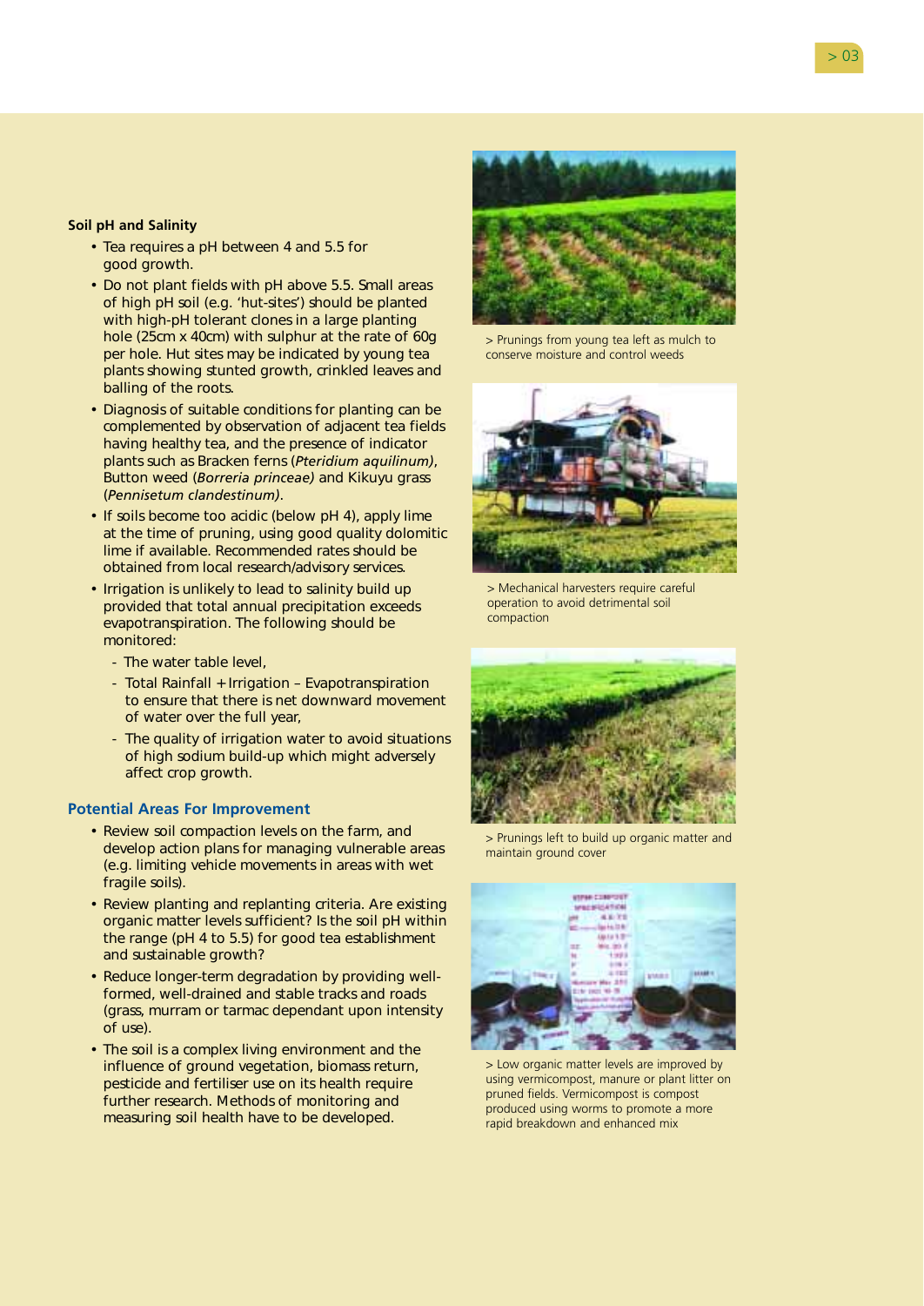**Soil pH and Salinity**

- Tea requires a pH between 4 and 5.5 for good growth.
- Do not plant fields with pH above 5.5. Small areas of high pH soil (e.g. 'hut-sites') should be planted with high-pH tolerant clones in a large planting hole (25cm x 40cm) with sulphur at the rate of 60g per hole. Hut sites may be indicated by young tea plants showing stunted growth, crinkled leaves and balling of the roots.
- Diagnosis of suitable conditions for planting can be complemented by observation of adjacent tea fields having healthy tea, and the presence of indicator plants such as Bracken ferns (*Pteridium aquilinum)*, Button weed (*Borreria princeae)* and Kikuyu grass (*Pennisetum clandestinum)*.
- If soils become too acidic (below pH 4), apply lime at the time of pruning, using good quality dolomitic lime if available. Recommended rates should be obtained from local research/advisory services.
- Irrigation is unlikely to lead to salinity build up provided that total annual precipitation exceeds evapotranspiration. The following should be monitored:
  - The water table level,
  - Total Rainfall + Irrigation – Evapotranspiration to ensure that there is net downward movement of water over the full year,
  - The quality of irrigation water to avoid situations of high sodium build-up which might adversely affect crop growth.

## Potential Areas For Improvement

- Review soil compaction levels on the farm, and develop action plans for managing vulnerable areas (e.g. limiting vehicle movements in areas with wet fragile soils).
- Review planting and replanting criteria. Are existing organic matter levels sufficient? Is the soil pH within the range (pH 4 to 5.5) for good tea establishment and sustainable growth?
- Reduce longer-term degradation by providing well-formed, well-drained and stable tracks and roads (grass, murram or tarmac dependant upon intensity of use).
- The soil is a complex living environment and the influence of ground vegetation, biomass return, pesticide and fertiliser use on its health require further research. Methods of monitoring and measuring soil health have to be developed.

> Prunings from young tea left as mulch to conserve moisture and control weeds

> Mechanical harvesters require careful operation to avoid detrimental soil compaction

> Prunings left to build up organic matter and maintain ground cover

> Low organic matter levels are improved by using vermicompost, manure or plant litter on pruned fields. Vermicompost is compost produced using worms to promote a more rapid breakdown and enhanced mix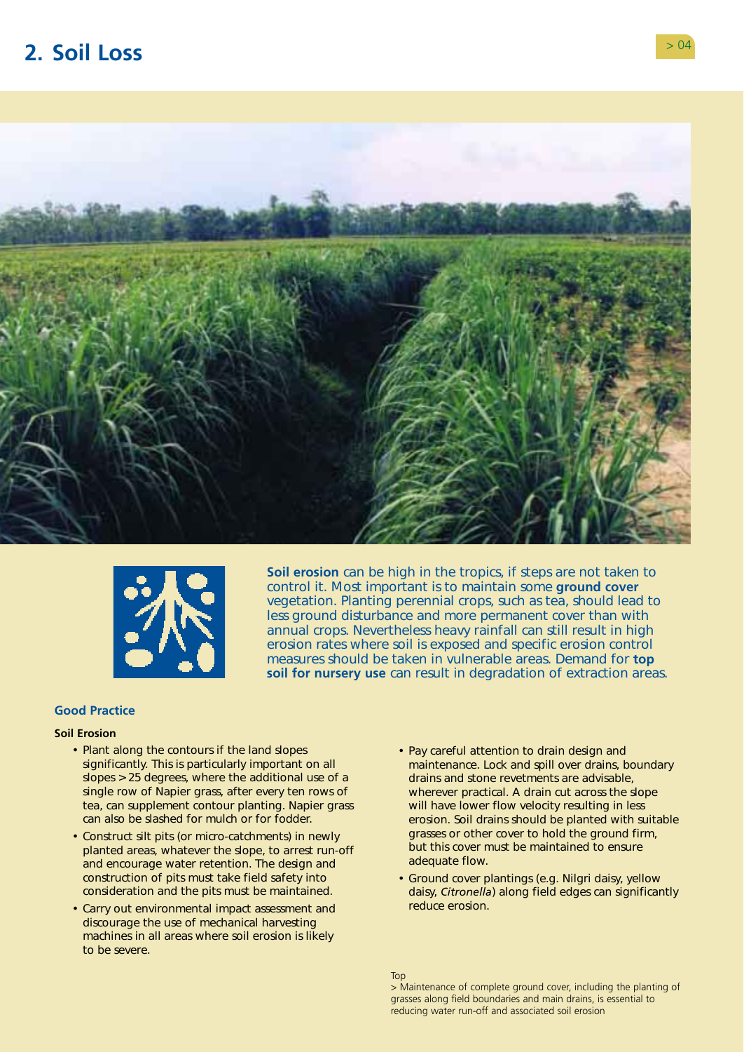# 2. Soil Loss

**Soil erosion** can be high in the tropics, if steps are not taken to control it. Most important is to maintain some **ground cover** vegetation. Planting perennial crops, such as tea, should lead to less ground disturbance and more permanent cover than with annual crops. Nevertheless heavy rainfall can still result in high erosion rates where soil is exposed and specific erosion control measures should be taken in vulnerable areas. Demand for **top soil for nursery use** can result in degradation of extraction areas.

### Good Practice

**Soil Erosion**

- Plant along the contours if the land slopes significantly. This is particularly important on all slopes > 25 degrees, where the additional use of a single row of Napier grass, after every ten rows of tea, can supplement contour planting. Napier grass can also be slashed for mulch or for fodder.
- Construct silt pits (or micro-catchments) in newly planted areas, whatever the slope, to arrest run-off and encourage water retention. The design and construction of pits must take field safety into consideration and the pits must be maintained.
- Carry out environmental impact assessment and discourage the use of mechanical harvesting machines in all areas where soil erosion is likely to be severe.
- Pay careful attention to drain design and maintenance. Lock and spill over drains, boundary drains and stone revetments are advisable, wherever practical. A drain cut across the slope will have lower flow velocity resulting in less erosion. Soil drains should be planted with suitable grasses or other cover to hold the ground firm, but this cover must be maintained to ensure adequate flow.
- Ground cover plantings (e.g. Nilgri daisy, yellow daisy, *Citronella*) along field edges can significantly reduce erosion.

Top
> Maintenance of complete ground cover, including the planting of grasses along field boundaries and main drains, is essential to reducing water run-off and associated soil erosion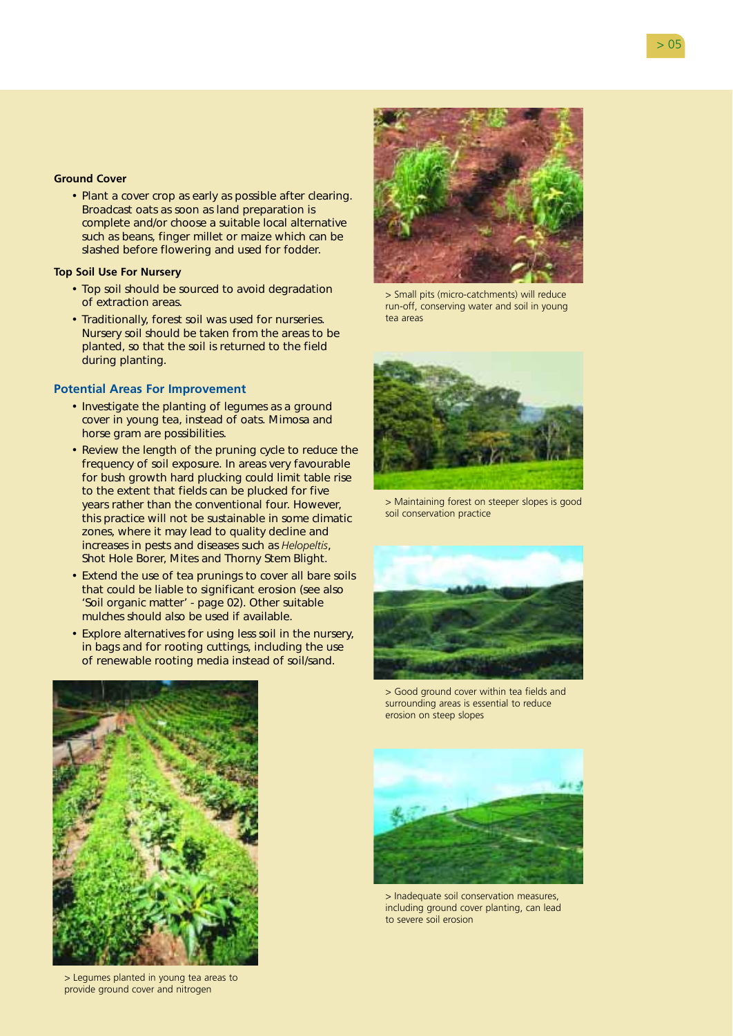**Ground Cover**

- Plant a cover crop as early as possible after clearing. Broadcast oats as soon as land preparation is complete and/or choose a suitable local alternative such as beans, finger millet or maize which can be slashed before flowering and used for fodder.

**Top Soil Use For Nursery**

- Top soil should be sourced to avoid degradation of extraction areas.
- Traditionally, forest soil was used for nurseries. Nursery soil should be taken from the areas to be planted, so that the soil is returned to the field during planting.

## Potential Areas For Improvement

- Investigate the planting of legumes as a ground cover in young tea, instead of oats. Mimosa and horse gram are possibilities.
- Review the length of the pruning cycle to reduce the frequency of soil exposure. In areas very favourable for bush growth hard plucking could limit table rise to the extent that fields can be plucked for five years rather than the conventional four. However, this practice will not be sustainable in some climatic zones, where it may lead to quality decline and increases in pests and diseases such as *Helopeltis*, Shot Hole Borer, Mites and Thorny Stem Blight.
- Extend the use of tea prunings to cover all bare soils that could be liable to significant erosion (see also 'Soil organic matter' - page 02). Other suitable mulches should also be used if available.
- Explore alternatives for using less soil in the nursery, in bags and for rooting cuttings, including the use of renewable rooting media instead of soil/sand.

> Legumes planted in young tea areas to provide ground cover and nitrogen

> Small pits (micro-catchments) will reduce run-off, conserving water and soil in young tea areas

> Maintaining forest on steeper slopes is good soil conservation practice

> Good ground cover within tea fields and surrounding areas is essential to reduce erosion on steep slopes

> Inadequate soil conservation measures, including ground cover planting, can lead to severe soil erosion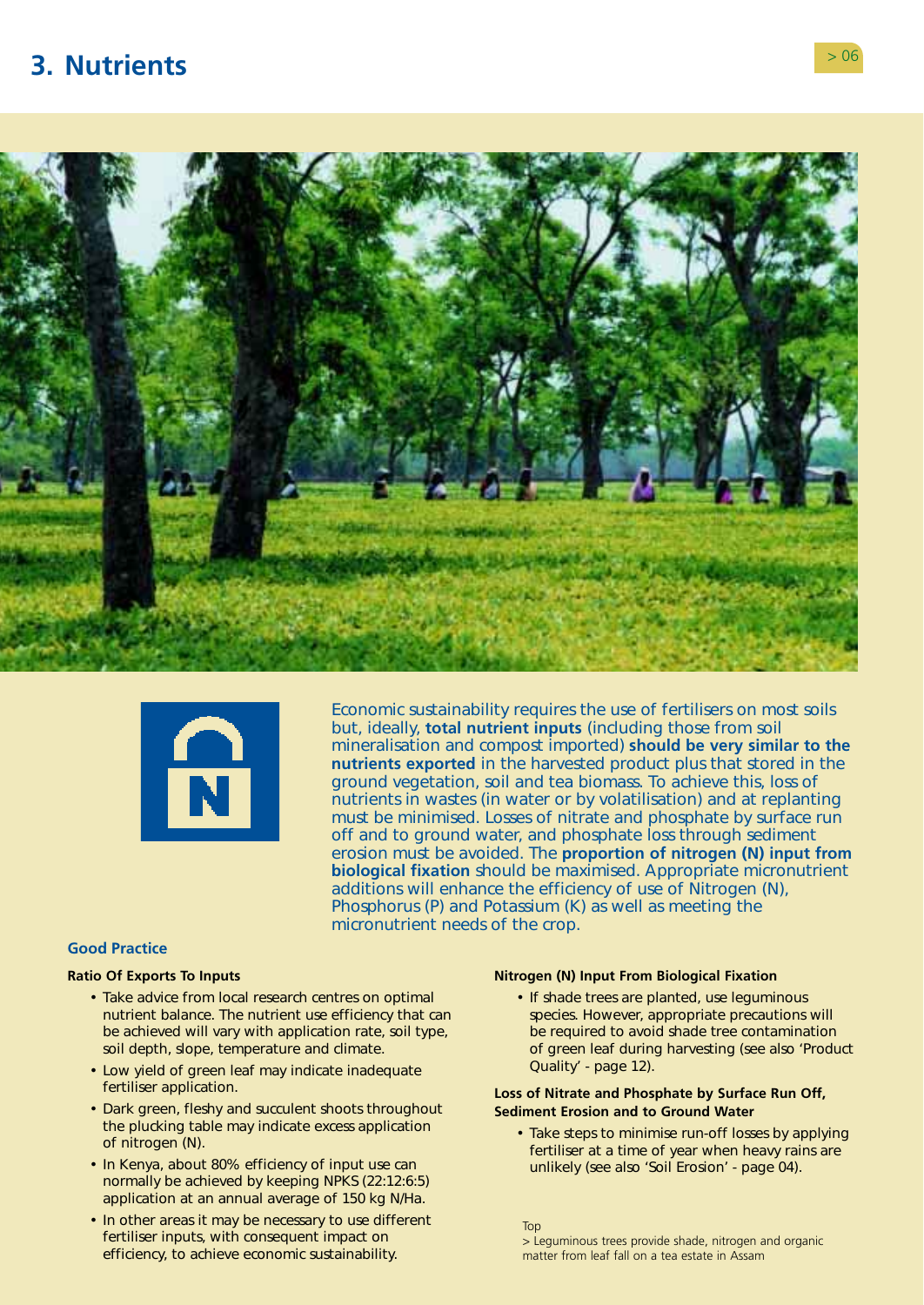# 3. Nutrients

Economic sustainability requires the use of fertilisers on most soils but, ideally, **total nutrient inputs** (including those from soil mineralisation and compost imported) **should be very similar to the nutrients exported** in the harvested product plus that stored in the ground vegetation, soil and tea biomass. To achieve this, loss of nutrients in wastes (in water or by volatilisation) and at replanting must be minimised. Losses of nitrate and phosphate by surface run off and to ground water, and phosphate loss through sediment erosion must be avoided. The **proportion of nitrogen (N) input from biological fixation** should be maximised. Appropriate micronutrient additions will enhance the efficiency of use of Nitrogen (N), Phosphorus (P) and Potassium (K) as well as meeting the micronutrient needs of the crop.

## Good Practice

### Ratio Of Exports To Inputs

- Take advice from local research centres on optimal nutrient balance. The nutrient use efficiency that can be achieved will vary with application rate, soil type, soil depth, slope, temperature and climate.
- Low yield of green leaf may indicate inadequate fertiliser application.
- Dark green, fleshy and succulent shoots throughout the plucking table may indicate excess application of nitrogen (N).
- In Kenya, about 80% efficiency of input use can normally be achieved by keeping NPKS (22:12:6:5) application at an annual average of 150 kg N/Ha.
- In other areas it may be necessary to use different fertiliser inputs, with consequent impact on efficiency, to achieve economic sustainability.

### Nitrogen (N) Input From Biological Fixation

- If shade trees are planted, use leguminous species. However, appropriate precautions will be required to avoid shade tree contamination of green leaf during harvesting (see also 'Product Quality' - page 12).

### Loss of Nitrate and Phosphate by Surface Run Off, Sediment Erosion and to Ground Water

- Take steps to minimise run-off losses by applying fertiliser at a time of year when heavy rains are unlikely (see also 'Soil Erosion' - page 04).

Top
> Leguminous trees provide shade, nitrogen and organic matter from leaf fall on a tea estate in Assam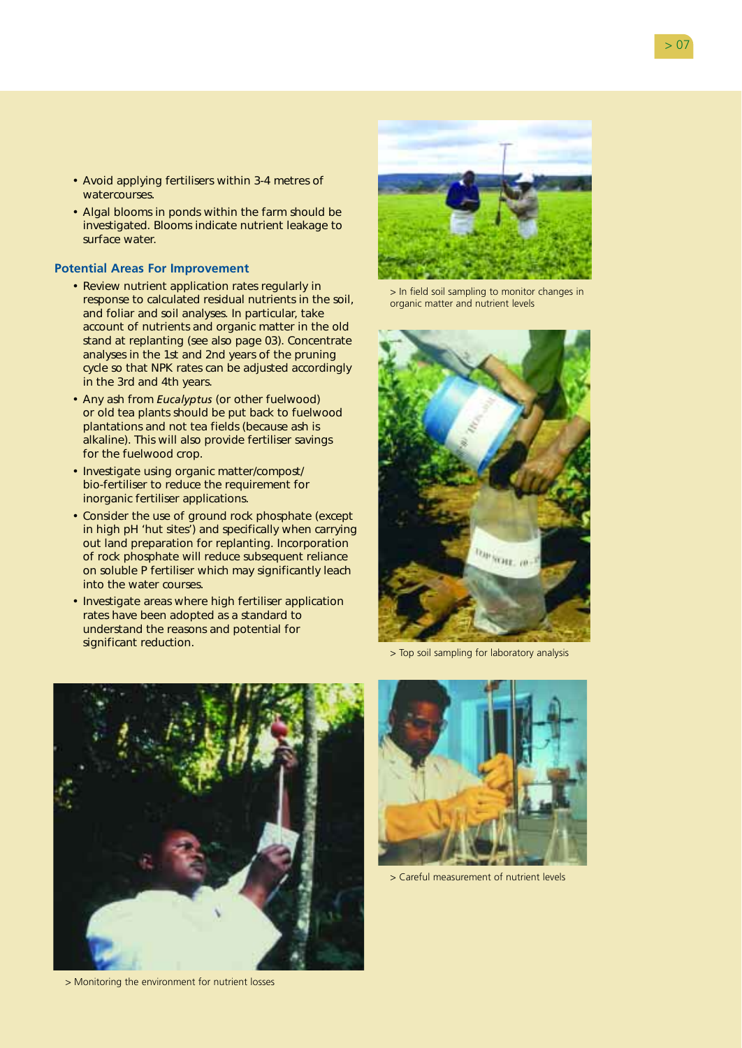- Avoid applying fertilisers within 3-4 metres of watercourses.
- Algal blooms in ponds within the farm should be investigated. Blooms indicate nutrient leakage to surface water.

### Potential Areas For Improvement

- Review nutrient application rates regularly in response to calculated residual nutrients in the soil, and foliar and soil analyses. In particular, take account of nutrients and organic matter in the old stand at replanting (see also page 03). Concentrate analyses in the 1st and 2nd years of the pruning cycle so that NPK rates can be adjusted accordingly in the 3rd and 4th years.
- Any ash from *Eucalyptus* (or other fuelwood) or old tea plants should be put back to fuelwood plantations and not tea fields (because ash is alkaline). This will also provide fertiliser savings for the fuelwood crop.
- Investigate using organic matter/compost/bio-fertiliser to reduce the requirement for inorganic fertiliser applications.
- Consider the use of ground rock phosphate (except in high pH 'hut sites') and specifically when carrying out land preparation for replanting. Incorporation of rock phosphate will reduce subsequent reliance on soluble P fertiliser which may significantly leach into the water courses.
- Investigate areas where high fertiliser application rates have been adopted as a standard to understand the reasons and potential for significant reduction.

> In field soil sampling to monitor changes in organic matter and nutrient levels

> Top soil sampling for laboratory analysis

> Monitoring the environment for nutrient losses

> Careful measurement of nutrient levels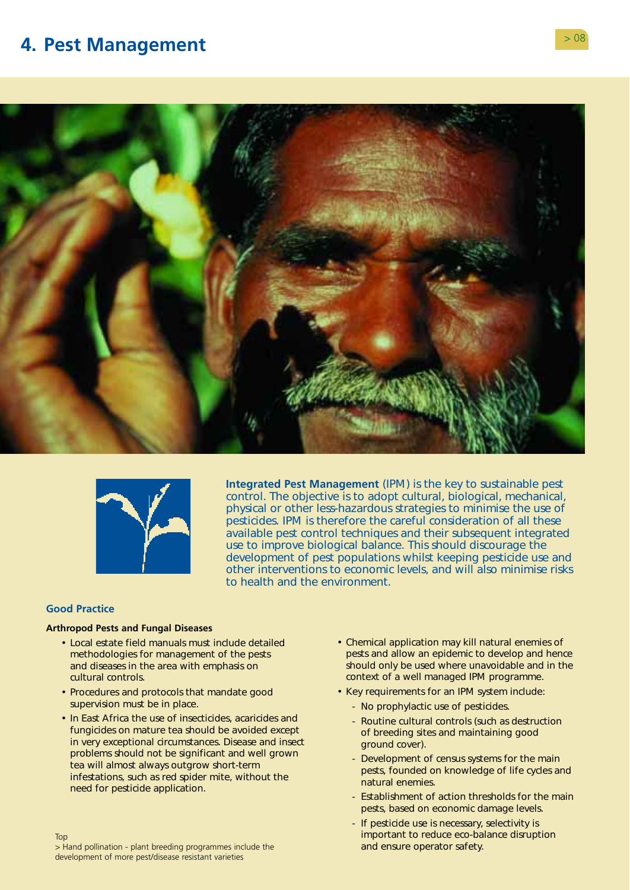# 4. Pest Management

**Integrated Pest Management** (IPM) is the key to sustainable pest control. The objective is to adopt cultural, biological, mechanical, physical or other less-hazardous strategies to minimise the use of pesticides. IPM is therefore the careful consideration of all these available pest control techniques and their subsequent integrated use to improve biological balance. This should discourage the development of pest populations whilst keeping pesticide use and other interventions to economic levels, and will also minimise risks to health and the environment.

## Good Practice

### Arthropod Pests and Fungal Diseases

- Local estate field manuals must include detailed methodologies for management of the pests and diseases in the area with emphasis on cultural controls.
- Procedures and protocols that mandate good supervision must be in place.
- In East Africa the use of insecticides, acaricides and fungicides on mature tea should be avoided except in very exceptional circumstances. Disease and insect problems should not be significant and well grown tea will almost always outgrow short-term infestations, such as red spider mite, without the need for pesticide application.
- Chemical application may kill natural enemies of pests and allow an epidemic to develop and hence should only be used where unavoidable and in the context of a well managed IPM programme.
- Key requirements for an IPM system include:
  - No prophylactic use of pesticides.
  - Routine cultural controls (such as destruction of breeding sites and maintaining good ground cover).
  - Development of census systems for the main pests, founded on knowledge of life cycles and natural enemies.
  - Establishment of action thresholds for the main pests, based on economic damage levels.
  - If pesticide use is necessary, selectivity is important to reduce eco-balance disruption and ensure operator safety.

Top
> Hand pollination - plant breeding programmes include the development of more pest/disease resistant varieties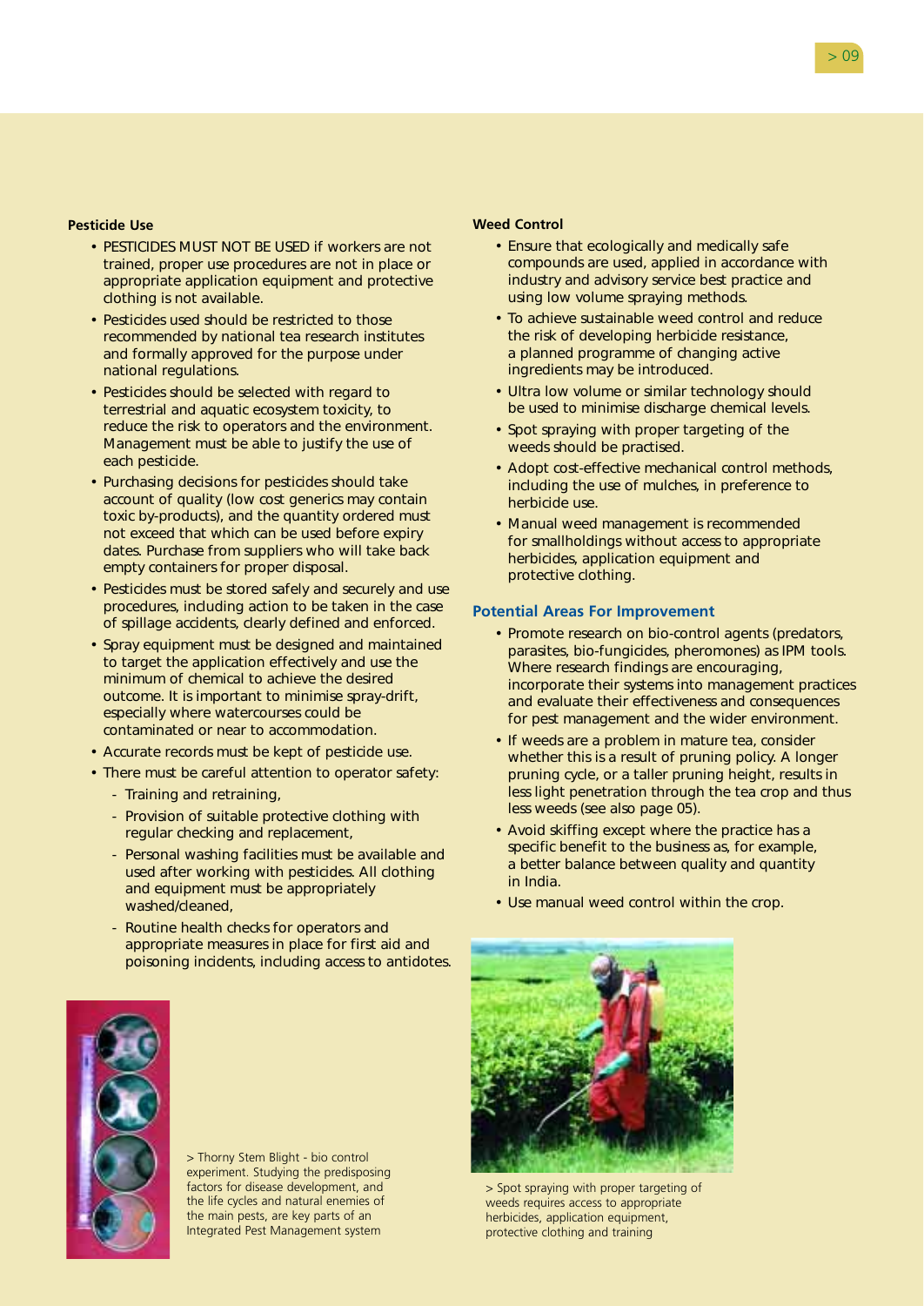### Pesticide Use

- PESTICIDES MUST NOT BE USED if workers are not trained, proper use procedures are not in place or appropriate application equipment and protective clothing is not available.
- Pesticides used should be restricted to those recommended by national tea research institutes and formally approved for the purpose under national regulations.
- Pesticides should be selected with regard to terrestrial and aquatic ecosystem toxicity, to reduce the risk to operators and the environment. Management must be able to justify the use of each pesticide.
- Purchasing decisions for pesticides should take account of quality (low cost generics may contain toxic by-products), and the quantity ordered must not exceed that which can be used before expiry dates. Purchase from suppliers who will take back empty containers for proper disposal.
- Pesticides must be stored safely and securely and use procedures, including action to be taken in the case of spillage accidents, clearly defined and enforced.
- Spray equipment must be designed and maintained to target the application effectively and use the minimum of chemical to achieve the desired outcome. It is important to minimise spray-drift, especially where watercourses could be contaminated or near to accommodation.
- Accurate records must be kept of pesticide use.
- There must be careful attention to operator safety:
  - Training and retraining,
  - Provision of suitable protective clothing with regular checking and replacement,
  - Personal washing facilities must be available and used after working with pesticides. All clothing and equipment must be appropriately washed/cleaned,
  - Routine health checks for operators and appropriate measures in place for first aid and poisoning incidents, including access to antidotes.

> Thorny Stem Blight - bio control experiment. Studying the predisposing factors for disease development, and the life cycles and natural enemies of the main pests, are key parts of an Integrated Pest Management system

### Weed Control

- Ensure that ecologically and medically safe compounds are used, applied in accordance with industry and advisory service best practice and using low volume spraying methods.
- To achieve sustainable weed control and reduce the risk of developing herbicide resistance, a planned programme of changing active ingredients may be introduced.
- Ultra low volume or similar technology should be used to minimise discharge chemical levels.
- Spot spraying with proper targeting of the weeds should be practised.
- Adopt cost-effective mechanical control methods, including the use of mulches, in preference to herbicide use.
- Manual weed management is recommended for smallholdings without access to appropriate herbicides, application equipment and protective clothing.

### Potential Areas For Improvement

- Promote research on bio-control agents (predators, parasites, bio-fungicides, pheromones) as IPM tools. Where research findings are encouraging, incorporate their systems into management practices and evaluate their effectiveness and consequences for pest management and the wider environment.
- If weeds are a problem in mature tea, consider whether this is a result of pruning policy. A longer pruning cycle, or a taller pruning height, results in less light penetration through the tea crop and thus less weeds (see also page 05).
- Avoid skiffing except where the practice has a specific benefit to the business as, for example, a better balance between quality and quantity in India.
- Use manual weed control within the crop.

> Spot spraying with proper targeting of weeds requires access to appropriate herbicides, application equipment, protective clothing and training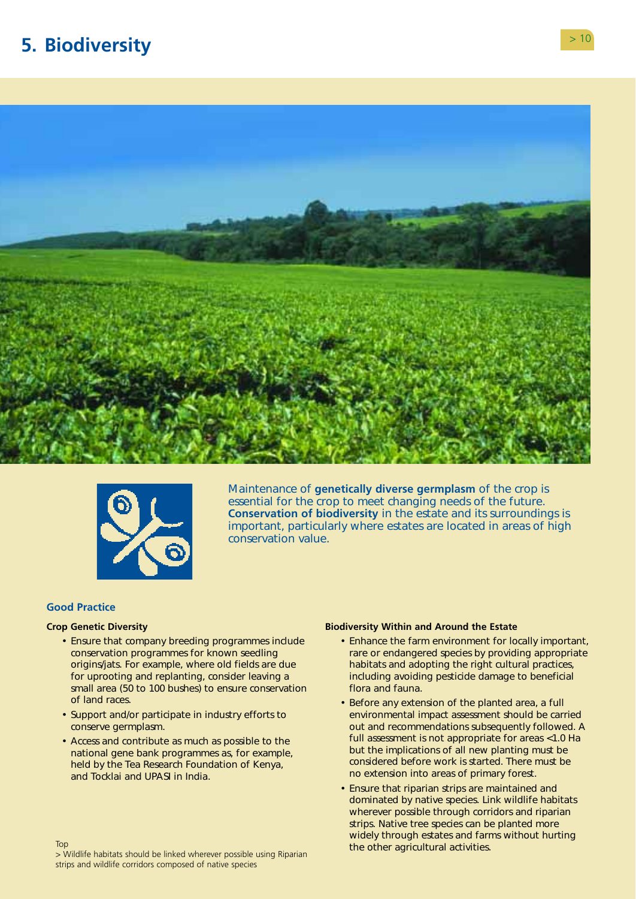# 5. Biodiversity

Maintenance of **genetically diverse germplasm** of the crop is essential for the crop to meet changing needs of the future. **Conservation of biodiversity** in the estate and its surroundings is important, particularly where estates are located in areas of high conservation value.

## Good Practice

### Crop Genetic Diversity

- Ensure that company breeding programmes include conservation programmes for known seedling origins/jats. For example, where old fields are due for uprooting and replanting, consider leaving a small area (50 to 100 bushes) to ensure conservation of land races.
- Support and/or participate in industry efforts to conserve germplasm.
- Access and contribute as much as possible to the national gene bank programmes as, for example, held by the Tea Research Foundation of Kenya, and Tocklai and UPASI in India.

Top

> Wildlife habitats should be linked wherever possible using Riparian strips and wildlife corridors composed of native species

### Biodiversity Within and Around the Estate

- Enhance the farm environment for locally important, rare or endangered species by providing appropriate habitats and adopting the right cultural practices, including avoiding pesticide damage to beneficial flora and fauna.
- Before any extension of the planted area, a full environmental impact assessment should be carried out and recommendations subsequently followed. A full assessment is not appropriate for areas <1.0 Ha but the implications of all new planting must be considered before work is started. There must be no extension into areas of primary forest.
- Ensure that riparian strips are maintained and dominated by native species. Link wildlife habitats wherever possible through corridors and riparian strips. Native tree species can be planted more widely through estates and farms without hurting the other agricultural activities.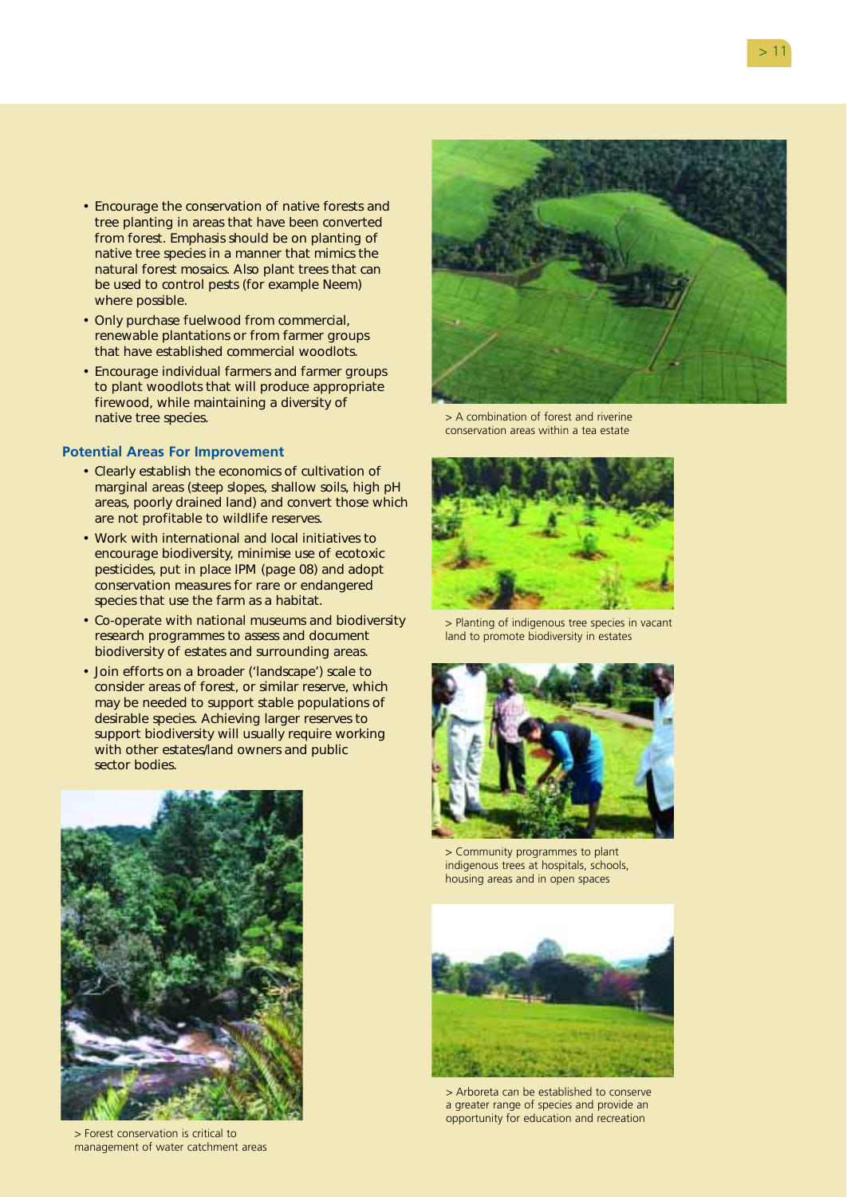- Encourage the conservation of native forests and tree planting in areas that have been converted from forest. Emphasis should be on planting of native tree species in a manner that mimics the natural forest mosaics. Also plant trees that can be used to control pests (for example Neem) where possible.
- Only purchase fuelwood from commercial, renewable plantations or from farmer groups that have established commercial woodlots.
- Encourage individual farmers and farmer groups to plant woodlots that will produce appropriate firewood, while maintaining a diversity of native tree species.

### Potential Areas For Improvement

- Clearly establish the economics of cultivation of marginal areas (steep slopes, shallow soils, high pH areas, poorly drained land) and convert those which are not profitable to wildlife reserves.
- Work with international and local initiatives to encourage biodiversity, minimise use of ecotoxic pesticides, put in place IPM (page 08) and adopt conservation measures for rare or endangered species that use the farm as a habitat.
- Co-operate with national museums and biodiversity research programmes to assess and document biodiversity of estates and surrounding areas.
- Join efforts on a broader ('landscape') scale to consider areas of forest, or similar reserve, which may be needed to support stable populations of desirable species. Achieving larger reserves to support biodiversity will usually require working with other estates/land owners and public sector bodies.

> Forest conservation is critical to management of water catchment areas

> A combination of forest and riverine conservation areas within a tea estate

> Planting of indigenous tree species in vacant land to promote biodiversity in estates

> Community programmes to plant indigenous trees at hospitals, schools, housing areas and in open spaces

> Arboreta can be established to conserve a greater range of species and provide an opportunity for education and recreation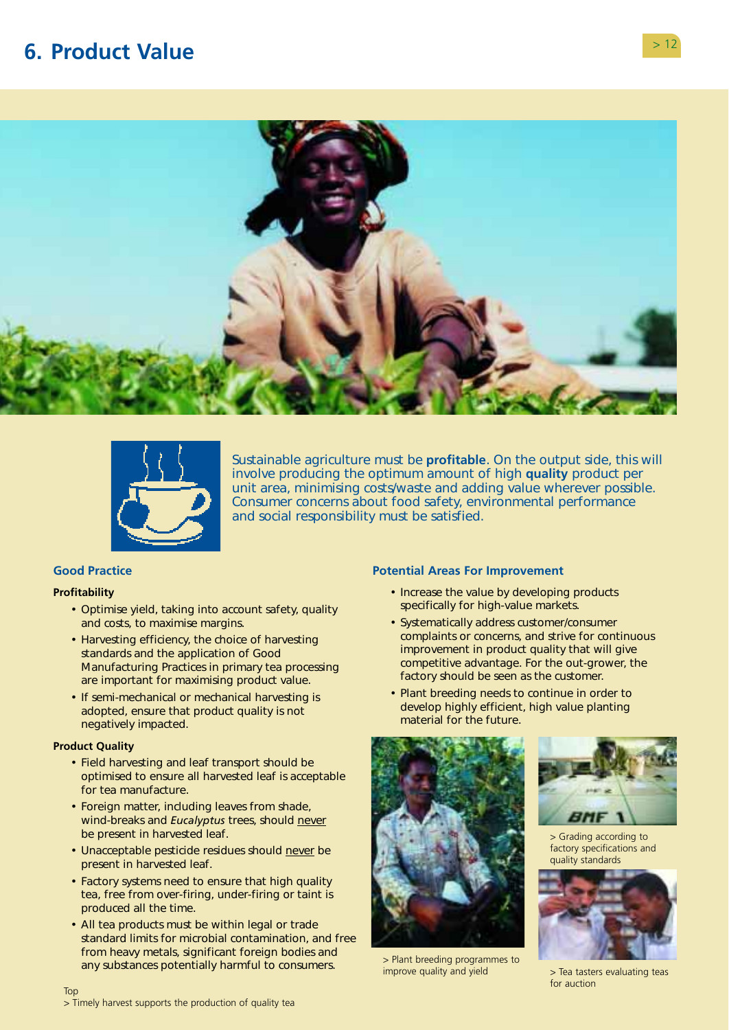# 6. Product Value

Sustainable agriculture must be **profitable**. On the output side, this will involve producing the optimum amount of high **quality** product per unit area, minimising costs/waste and adding value wherever possible. Consumer concerns about food safety, environmental performance and social responsibility must be satisfied.

## Good Practice

### Profitability

- Optimise yield, taking into account safety, quality and costs, to maximise margins.
- Harvesting efficiency, the choice of harvesting standards and the application of Good Manufacturing Practices in primary tea processing are important for maximising product value.
- If semi-mechanical or mechanical harvesting is adopted, ensure that product quality is not negatively impacted.

### Product Quality

- Field harvesting and leaf transport should be optimised to ensure all harvested leaf is acceptable for tea manufacture.
- Foreign matter, including leaves from shade, wind-breaks and *Eucalyptus* trees, should never be present in harvested leaf.
- Unacceptable pesticide residues should never be present in harvested leaf.
- Factory systems need to ensure that high quality tea, free from over-firing, under-firing or taint is produced all the time.
- All tea products must be within legal or trade standard limits for microbial contamination, and free from heavy metals, significant foreign bodies and any substances potentially harmful to consumers.

## Potential Areas For Improvement

- Increase the value by developing products specifically for high-value markets.
- Systematically address customer/consumer complaints or concerns, and strive for continuous improvement in product quality that will give competitive advantage. For the out-grower, the factory should be seen as the customer.
- Plant breeding needs to continue in order to develop highly efficient, high value planting material for the future.

> Plant breeding programmes to improve quality and yield

> Grading according to factory specifications and quality standards

> Tea tasters evaluating teas for auction

Top
> Timely harvest supports the production of quality tea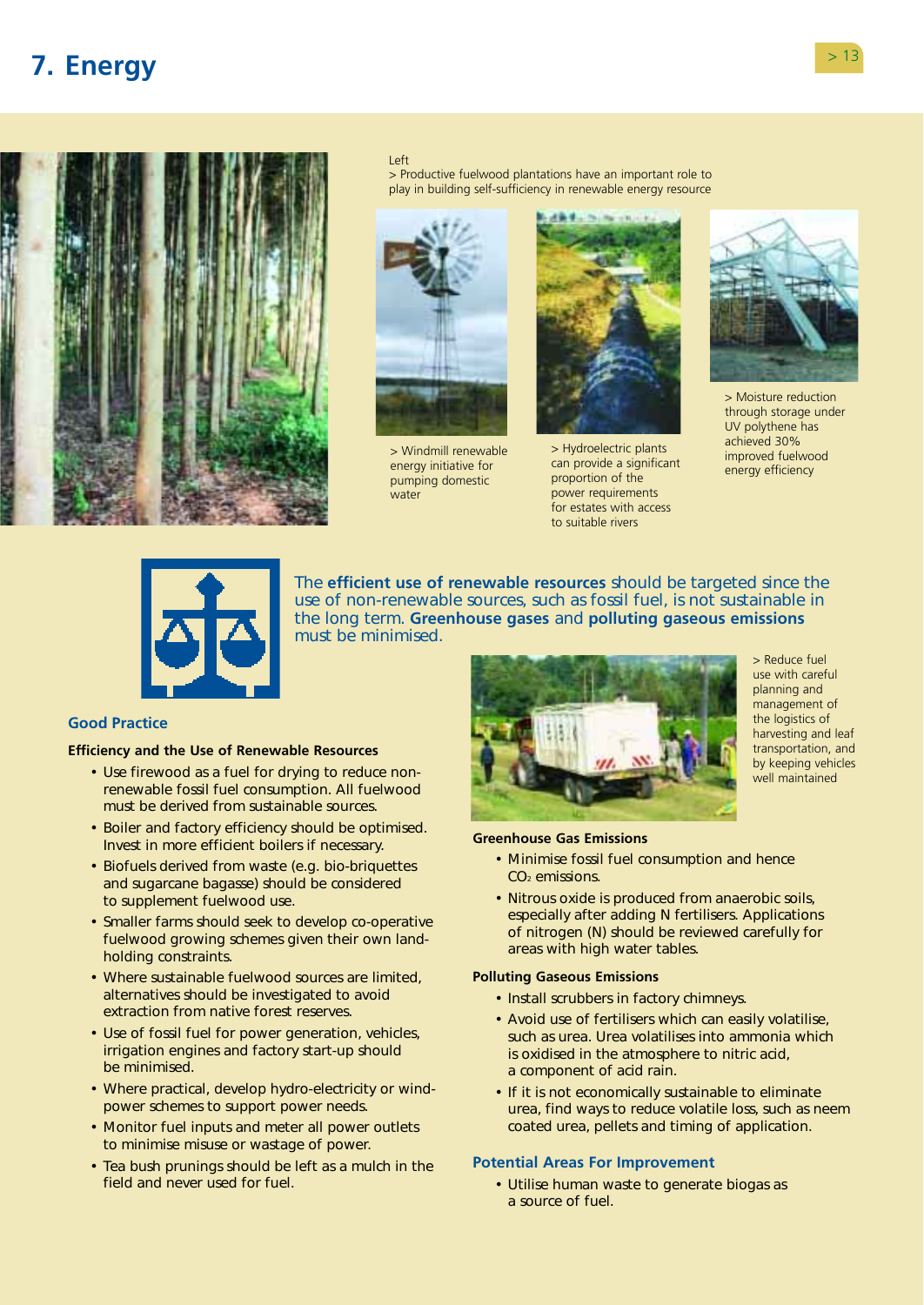# 7. Energy

Left
> Productive fuelwood plantations have an important role to play in building self-sufficiency in renewable energy resource

> Windmill renewable energy initiative for pumping domestic water

> Hydroelectric plants can provide a significant proportion of the power requirements for estates with access to suitable rivers

> Moisture reduction through storage under UV polythene has achieved 30% improved fuelwood energy efficiency

The **efficient use of renewable resources** should be targeted since the use of non-renewable sources, such as fossil fuel, is not sustainable in the long term. **Greenhouse gases** and **polluting gaseous emissions** must be minimised.

## Good Practice

### Efficiency and the Use of Renewable Resources

- Use firewood as a fuel for drying to reduce non-renewable fossil fuel consumption. All fuelwood must be derived from sustainable sources.
- Boiler and factory efficiency should be optimised. Invest in more efficient boilers if necessary.
- Biofuels derived from waste (e.g. bio-briquettes and sugarcane bagasse) should be considered to supplement fuelwood use.
- Smaller farms should seek to develop co-operative fuelwood growing schemes given their own land-holding constraints.
- Where sustainable fuelwood sources are limited, alternatives should be investigated to avoid extraction from native forest reserves.
- Use of fossil fuel for power generation, vehicles, irrigation engines and factory start-up should be minimised.
- Where practical, develop hydro-electricity or wind-power schemes to support power needs.
- Monitor fuel inputs and meter all power outlets to minimise misuse or wastage of power.
- Tea bush prunings should be left as a mulch in the field and never used for fuel.

> Reduce fuel use with careful planning and management of the logistics of harvesting and leaf transportation, and by keeping vehicles well maintained

### Greenhouse Gas Emissions

- Minimise fossil fuel consumption and hence $CO_2$ emissions.
- Nitrous oxide is produced from anaerobic soils, especially after adding N fertilisers. Applications of nitrogen (N) should be reviewed carefully for areas with high water tables.

### Polluting Gaseous Emissions

- Install scrubbers in factory chimneys.
- Avoid use of fertilisers which can easily volatilise, such as urea. Urea volatilises into ammonia which is oxidised in the atmosphere to nitric acid, a component of acid rain.
- If it is not economically sustainable to eliminate urea, find ways to reduce volatile loss, such as neem coated urea, pellets and timing of application.

## Potential Areas For Improvement

- Utilise human waste to generate biogas as a source of fuel.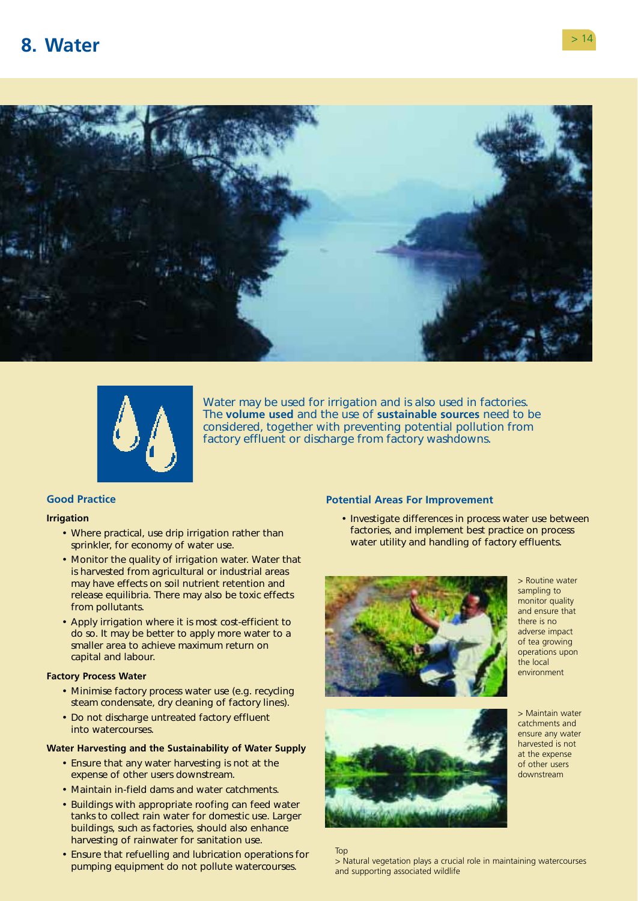# 8. Water

Water may be used for irrigation and is also used in factories. The **volume used** and the use of **sustainable sources** need to be considered, together with preventing potential pollution from factory effluent or discharge from factory washdowns.

## Good Practice

### Irrigation

- Where practical, use drip irrigation rather than sprinkler, for economy of water use.
- Monitor the quality of irrigation water. Water that is harvested from agricultural or industrial areas may have effects on soil nutrient retention and release equilibria. There may also be toxic effects from pollutants.
- Apply irrigation where it is most cost-efficient to do so. It may be better to apply more water to a smaller area to achieve maximum return on capital and labour.

### Factory Process Water

- Minimise factory process water use (e.g. recycling steam condensate, dry cleaning of factory lines).
- Do not discharge untreated factory effluent into watercourses.

### Water Harvesting and the Sustainability of Water Supply

- Ensure that any water harvesting is not at the expense of other users downstream.
- Maintain in-field dams and water catchments.
- Buildings with appropriate roofing can feed water tanks to collect rain water for domestic use. Larger buildings, such as factories, should also enhance harvesting of rainwater for sanitation use.
- Ensure that refuelling and lubrication operations for pumping equipment do not pollute watercourses.

## Potential Areas For Improvement

- Investigate differences in process water use between factories, and implement best practice on process water utility and handling of factory effluents.

> Routine water sampling to monitor quality and ensure that there is no adverse impact of tea growing operations upon the local environment

> Maintain water catchments and ensure any water harvested is not at the expense of other users downstream

Top
> Natural vegetation plays a crucial role in maintaining watercourses and supporting associated wildlife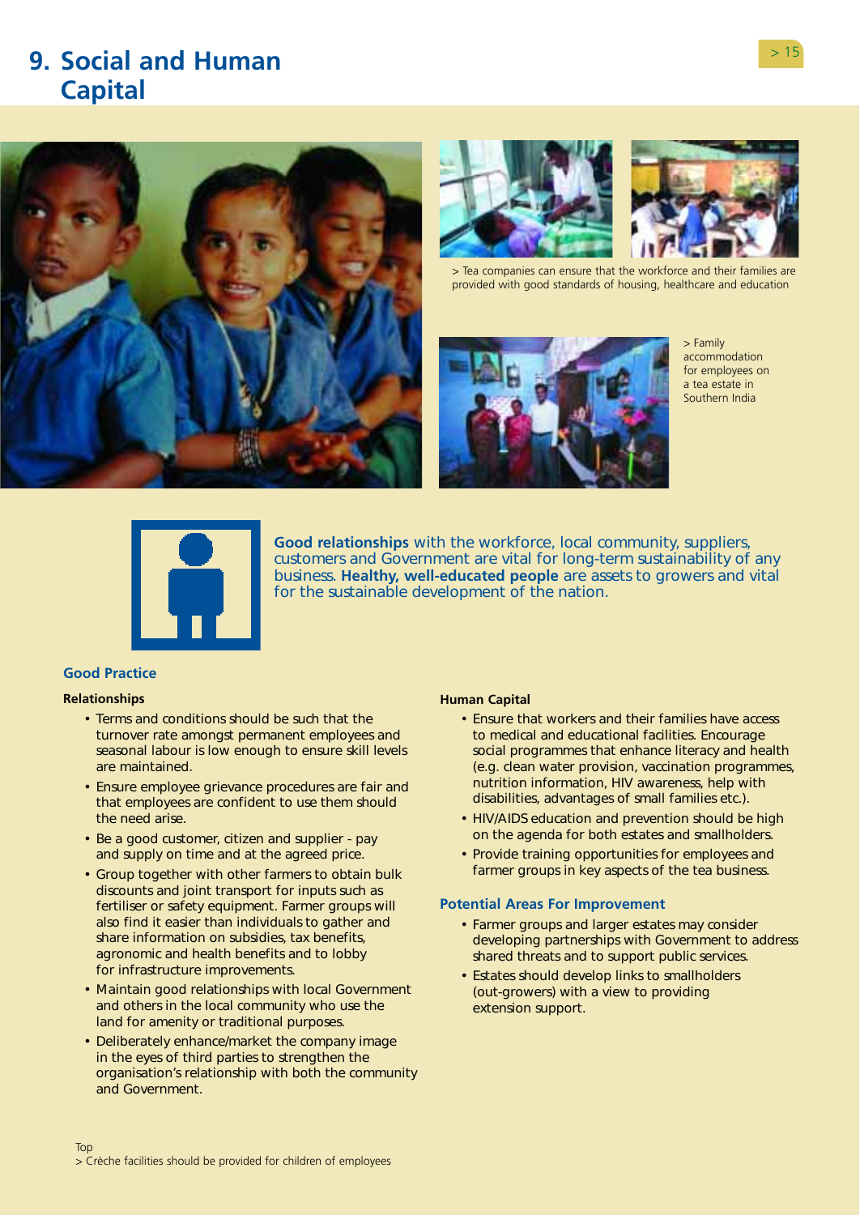# 9. Social and Human Capital

> Tea companies can ensure that the workforce and their families are provided with good standards of housing, healthcare and education

> Family accommodation for employees on a tea estate in Southern India

**Good relationships** with the workforce, local community, suppliers, customers and Government are vital for long-term sustainability of any business. **Healthy, well-educated people** are assets to growers and vital for the sustainable development of the nation.

## Good Practice

### Relationships

- Terms and conditions should be such that the turnover rate amongst permanent employees and seasonal labour is low enough to ensure skill levels are maintained.
- Ensure employee grievance procedures are fair and that employees are confident to use them should the need arise.
- Be a good customer, citizen and supplier - pay and supply on time and at the agreed price.
- Group together with other farmers to obtain bulk discounts and joint transport for inputs such as fertiliser or safety equipment. Farmer groups will also find it easier than individuals to gather and share information on subsidies, tax benefits, agronomic and health benefits and to lobby for infrastructure improvements.
- Maintain good relationships with local Government and others in the local community who use the land for amenity or traditional purposes.
- Deliberately enhance/market the company image in the eyes of third parties to strengthen the organisation's relationship with both the community and Government.

### Human Capital

- Ensure that workers and their families have access to medical and educational facilities. Encourage social programmes that enhance literacy and health (e.g. clean water provision, vaccination programmes, nutrition information, HIV awareness, help with disabilities, advantages of small families etc.).
- HIV/AIDS education and prevention should be high on the agenda for both estates and smallholders.
- Provide training opportunities for employees and farmer groups in key aspects of the tea business.

## Potential Areas For Improvement

- Farmer groups and larger estates may consider developing partnerships with Government to address shared threats and to support public services.
- Estates should develop links to smallholders (out-growers) with a view to providing extension support.

Top
> Crèche facilities should be provided for children of employees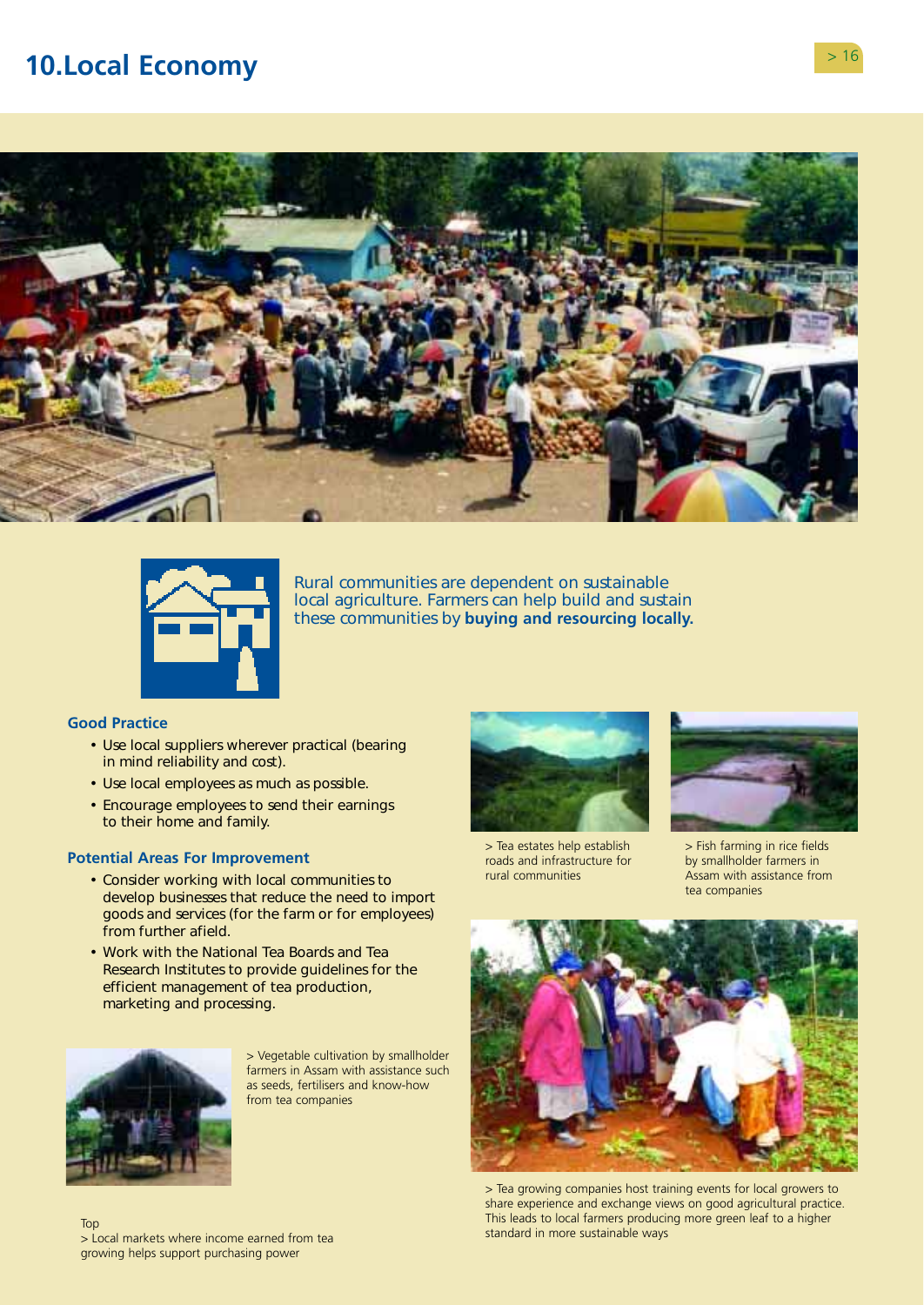# 10. Local Economy

Rural communities are dependent on sustainable local agriculture. Farmers can help build and sustain these communities by **buying and resourcing locally.**

### Good Practice

- Use local suppliers wherever practical (bearing in mind reliability and cost).
- Use local employees as much as possible.
- Encourage employees to send their earnings to their home and family.

### Potential Areas For Improvement

- Consider working with local communities to develop businesses that reduce the need to import goods and services (for the farm or for employees) from further afield.
- Work with the National Tea Boards and Tea Research Institutes to provide guidelines for the efficient management of tea production, marketing and processing.

> Tea estates help establish roads and infrastructure for rural communities

> Fish farming in rice fields by smallholder farmers in Assam with assistance from tea companies

> Vegetable cultivation by smallholder farmers in Assam with assistance such as seeds, fertilisers and know-how from tea companies

> Tea growing companies host training events for local growers to share experience and exchange views on good agricultural practice. This leads to local farmers producing more green leaf to a higher standard in more sustainable ways

Top
> Local markets where income earned from tea growing helps support purchasing power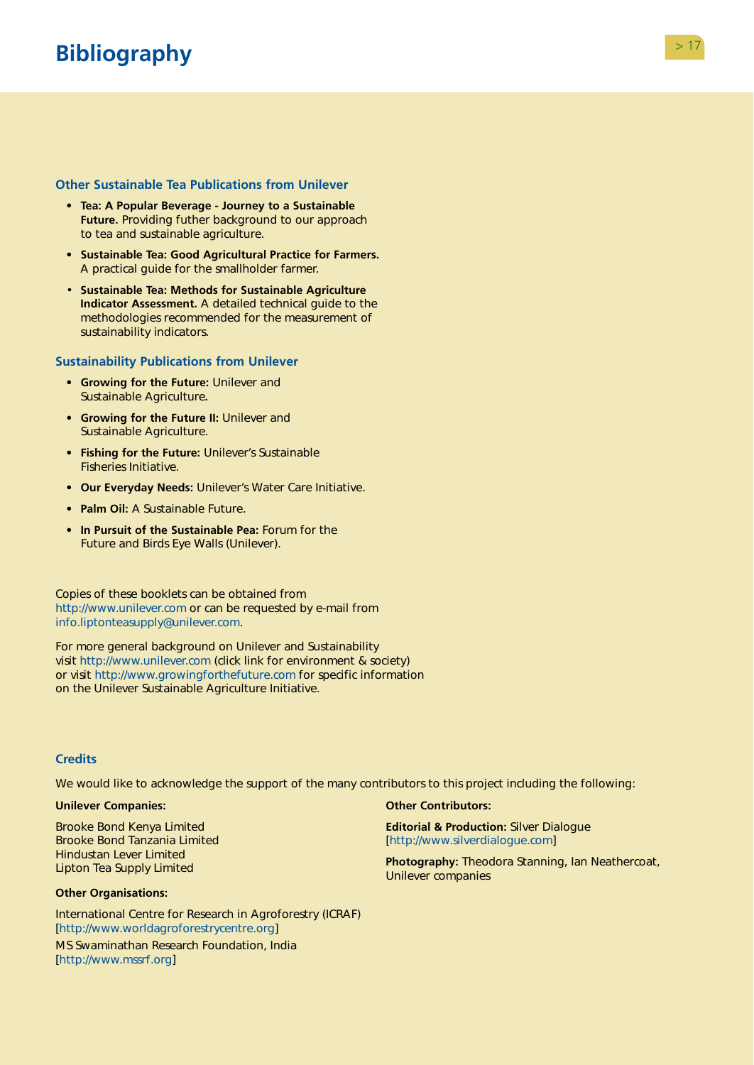# Bibliography

### Other Sustainable Tea Publications from Unilever

- **Tea: A Popular Beverage - Journey to a Sustainable Future.** Providing futher background to our approach to tea and sustainable agriculture.
- **Sustainable Tea: Good Agricultural Practice for Farmers.** A practical guide for the smallholder farmer.
- **Sustainable Tea: Methods for Sustainable Agriculture Indicator Assessment.** A detailed technical guide to the methodologies recommended for the measurement of sustainability indicators.

### Sustainability Publications from Unilever

- **Growing for the Future:** Unilever and Sustainable Agriculture.
- **Growing for the Future II:** Unilever and Sustainable Agriculture.
- **Fishing for the Future:** Unilever's Sustainable Fisheries Initiative.
- **Our Everyday Needs:** Unilever's Water Care Initiative.
- **Palm Oil:** A Sustainable Future.
- **In Pursuit of the Sustainable Pea:** Forum for the Future and Birds Eye Walls (Unilever).

Copies of these booklets can be obtained from http://www.unilever.com or can be requested by e-mail from info.liptonteasupply@unilever.com.

For more general background on Unilever and Sustainability visit http://www.unilever.com (click link for environment & society) or visit http://www.growingforthefuture.com for specific information on the Unilever Sustainable Agriculture Initiative.

### Credits

We would like to acknowledge the support of the many contributors to this project including the following:

**Unilever Companies:**

Brooke Bond Kenya Limited
Brooke Bond Tanzania Limited
Hindustan Lever Limited
Lipton Tea Supply Limited

**Other Organisations:**

International Centre for Research in Agroforestry (ICRAF)
[http://www.worldagroforestrycentre.org]

MS Swaminathan Research Foundation, India
[http://www.mssrf.org]

**Other Contributors:**

**Editorial & Production:** Silver Dialogue
[http://www.silverdialogue.com]

**Photography:** Theodora Stanning, Ian Neathercoat, Unilever companies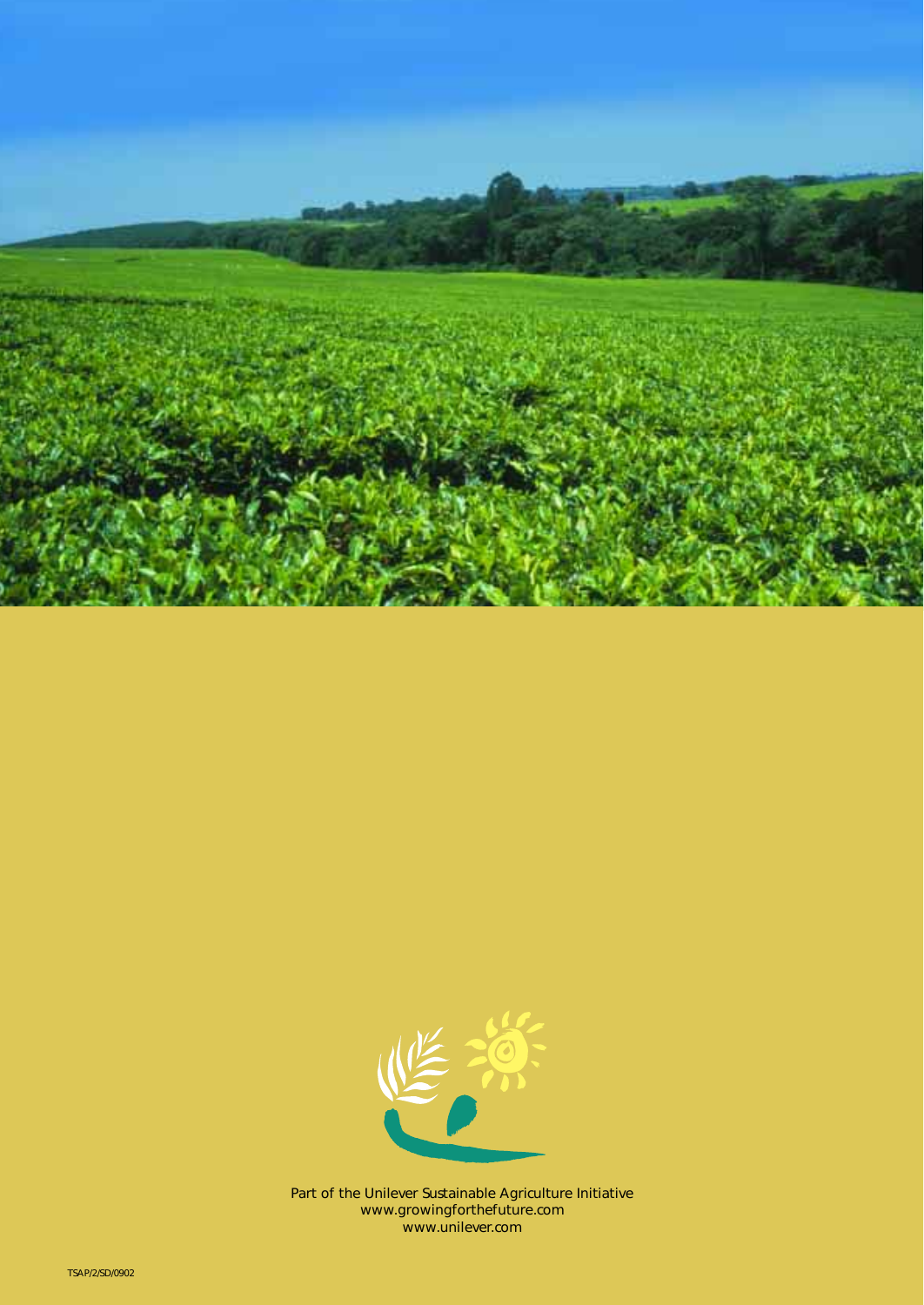Part of the Unilever Sustainable Agriculture Initiative
www.growingforthefuture.com
www.unilever.com

TSAP/2/SD/0902